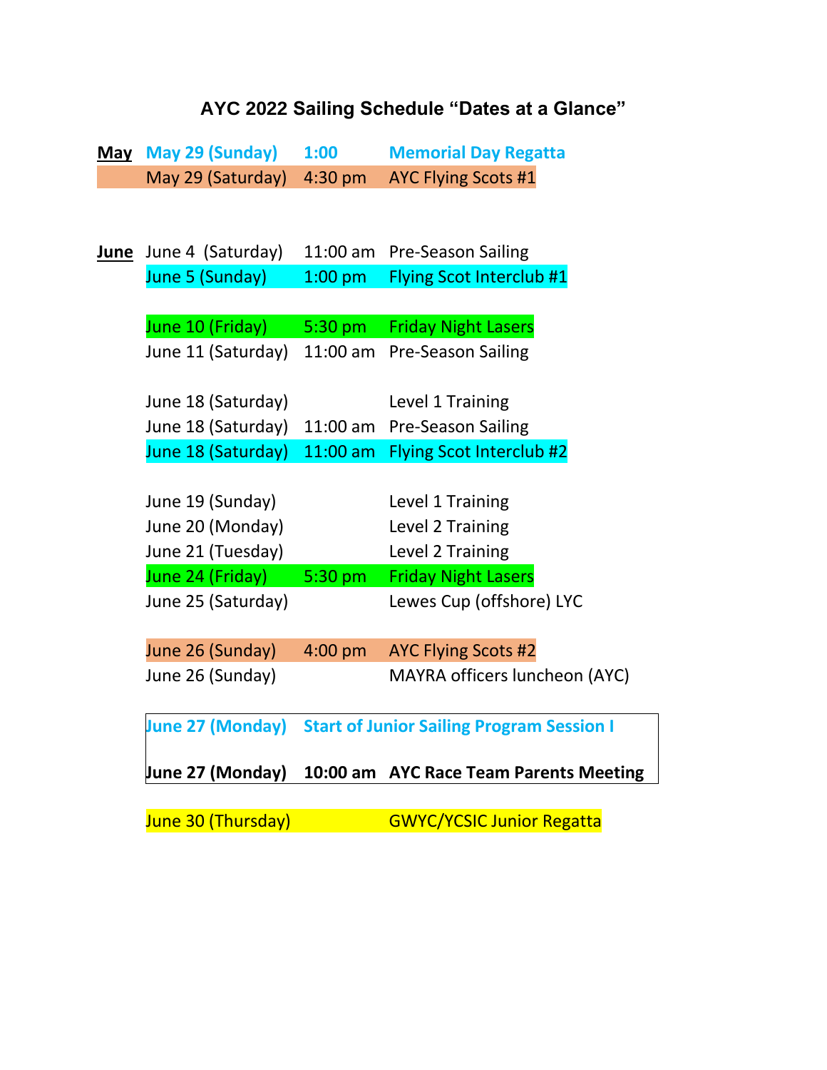# AYC 2022 Sailing Schedule "Dates at a Glance"

| Month | Date | Time | Event |
|---|---|---|---|
| **May** | **May 29 (Sunday)** | **1:00** | **Memorial Day Regatta** |
| | May 29 (Saturday) | 4:30 pm | AYC Flying Scots #1 |
| | | | |
| **June** | June 4 (Saturday) | 11:00 am | Pre-Season Sailing |
| | June 5 (Sunday) | 1:00 pm | Flying Scot Interclub #1 |
| | | | |
| | June 10 (Friday) | 5:30 pm | Friday Night Lasers |
| | June 11 (Saturday) | 11:00 am | Pre-Season Sailing |
| | | | |
| | June 18 (Saturday) | | Level 1 Training |
| | June 18 (Saturday) | 11:00 am | Pre-Season Sailing |
| | June 18 (Saturday) | 11:00 am | Flying Scot Interclub #2 |
| | | | |
| | June 19 (Sunday) | | Level 1 Training |
| | June 20 (Monday) | | Level 2 Training |
| | June 21 (Tuesday) | | Level 2 Training |
| | June 24 (Friday) | 5:30 pm | Friday Night Lasers |
| | June 25 (Saturday) | | Lewes Cup (offshore) LYC |
| | | | |
| | June 26 (Sunday) | 4:00 pm | AYC Flying Scots #2 |
| | June 26 (Sunday) | | MAYRA officers luncheon (AYC) |
| | | | |
| | **June 27 (Monday)** | **Start of Junior Sailing Program Session I** | |
| | **June 27 (Monday)** | **10:00 am** | **AYC Race Team Parents Meeting** |
| | | | |
| | June 30 (Thursday) | | GWYC/YCSIC Junior Regatta |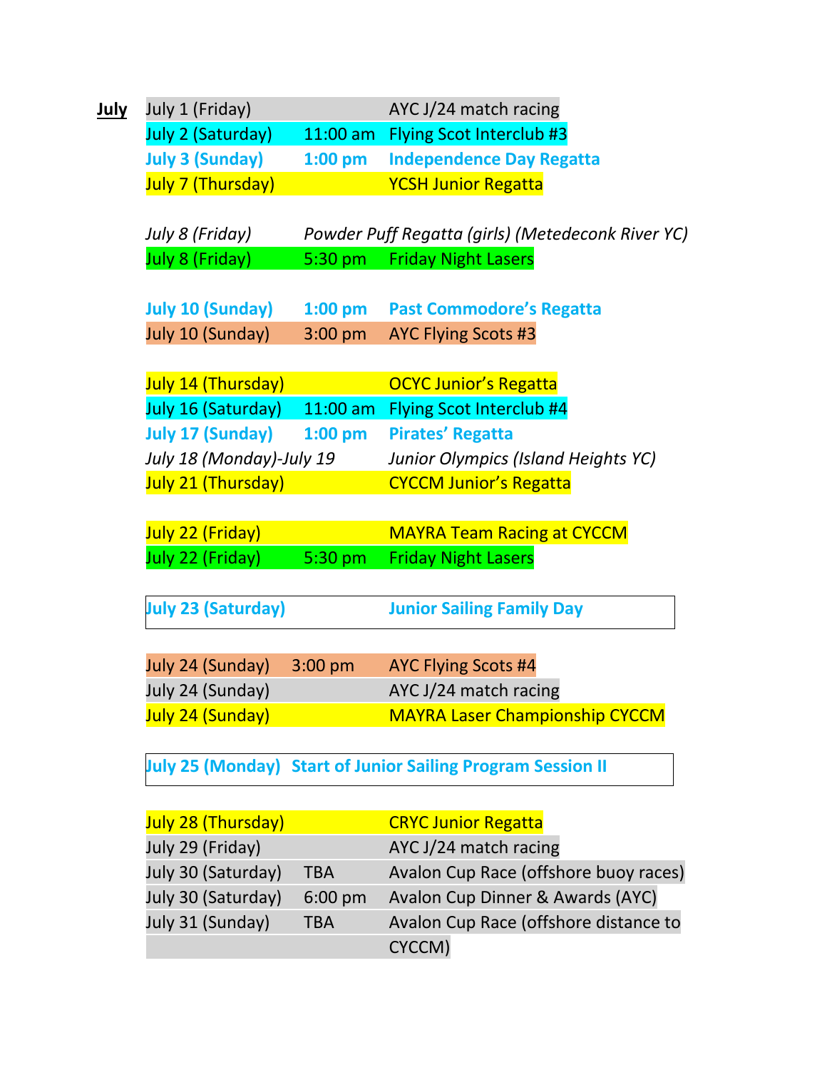**July**

| Date | Time | Event |
|---|---|---|
| July 1 (Friday) | | AYC J/24 match racing |
| July 2 (Saturday) | 11:00 am | Flying Scot Interclub #3 |
| **July 3 (Sunday)** | **1:00 pm** | **Independence Day Regatta** |
| July 7 (Thursday) | | YCSH Junior Regatta |
| *July 8 (Friday)* | | *Powder Puff Regatta (girls) (Metedeconk River YC)* |
| July 8 (Friday) | 5:30 pm | Friday Night Lasers |
| **July 10 (Sunday)** | **1:00 pm** | **Past Commodore's Regatta** |
| July 10 (Sunday) | 3:00 pm | AYC Flying Scots #3 |
| July 14 (Thursday) | | OCYC Junior's Regatta |
| July 16 (Saturday) | 11:00 am | Flying Scot Interclub #4 |
| **July 17 (Sunday)** | **1:00 pm** | **Pirates' Regatta** |
| *July 18 (Monday)-July 19* | | *Junior Olympics (Island Heights YC)* |
| July 21 (Thursday) | | CYCCM Junior's Regatta |
| July 22 (Friday) | | MAYRA Team Racing at CYCCM |
| July 22 (Friday) | 5:30 pm | Friday Night Lasers |
| **July 23 (Saturday)** | | **Junior Sailing Family Day** |
| July 24 (Sunday) | 3:00 pm | AYC Flying Scots #4 |
| July 24 (Sunday) | | AYC J/24 match racing |
| July 24 (Sunday) | | MAYRA Laser Championship CYCCM |
| **July 25 (Monday)** | | **Start of Junior Sailing Program Session II** |
| July 28 (Thursday) | | CRYC Junior Regatta |
| July 29 (Friday) | | AYC J/24 match racing |
| July 30 (Saturday) | TBA | Avalon Cup Race (offshore buoy races) |
| July 30 (Saturday) | 6:00 pm | Avalon Cup Dinner & Awards (AYC) |
| July 31 (Sunday) | TBA | Avalon Cup Race (offshore distance to CYCCM) |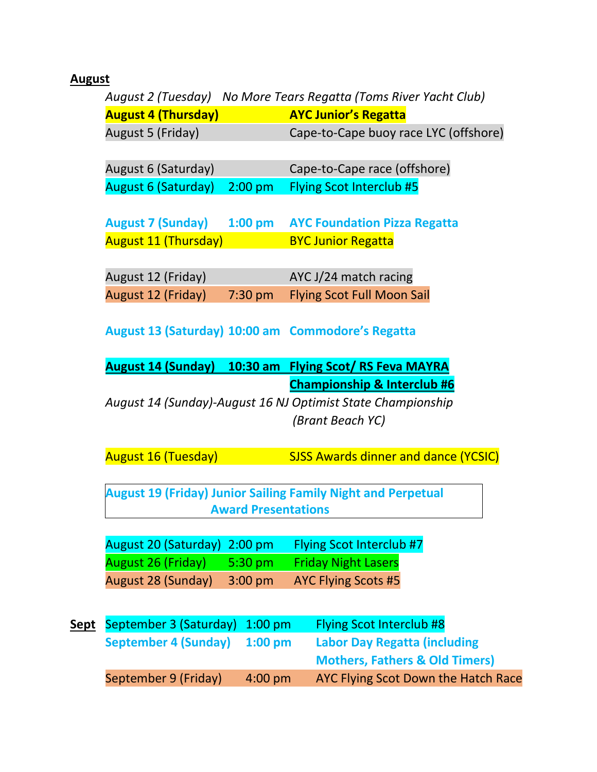**August**

*August 2 (Tuesday) No More Tears Regatta (Toms River Yacht Club)*

| | | |
|---|---|---|
| **August 4 (Thursday)** | | **AYC Junior's Regatta** |
| August 5 (Friday) | | Cape-to-Cape buoy race LYC (offshore) |
| | | |
| August 6 (Saturday) | | Cape-to-Cape race (offshore) |
| August 6 (Saturday) | 2:00 pm | Flying Scot Interclub #5 |
| | | |
| **August 7 (Sunday)** | **1:00 pm** | **AYC Foundation Pizza Regatta** |
| August 11 (Thursday) | | BYC Junior Regatta |
| | | |
| August 12 (Friday) | | AYC J/24 match racing |
| August 12 (Friday) | 7:30 pm | Flying Scot Full Moon Sail |
| | | |
| **August 13 (Saturday)** | **10:00 am** | **Commodore's Regatta** |
| | | |
| **August 14 (Sunday)** | **10:30 am** | **Flying Scot/ RS Feva MAYRA Championship & Interclub #6** |

*August 14 (Sunday)-August 16 NJ Optimist State Championship (Brant Beach YC)*

| | | |
|---|---|---|
| August 16 (Tuesday) | | SJSS Awards dinner and dance (YCSIC) |

**August 19 (Friday) Junior Sailing Family Night and Perpetual Award Presentations**

| | | |
|---|---|---|
| August 20 (Saturday) | 2:00 pm | Flying Scot Interclub #7 |
| August 26 (Friday) | 5:30 pm | Friday Night Lasers |
| August 28 (Sunday) | 3:00 pm | AYC Flying Scots #5 |

**Sept**

| | | |
|---|---|---|
| September 3 (Saturday) | 1:00 pm | Flying Scot Interclub #8 |
| **September 4 (Sunday)** | **1:00 pm** | **Labor Day Regatta (including Mothers, Fathers & Old Timers)** |
| September 9 (Friday) | 4:00 pm | AYC Flying Scot Down the Hatch Race |